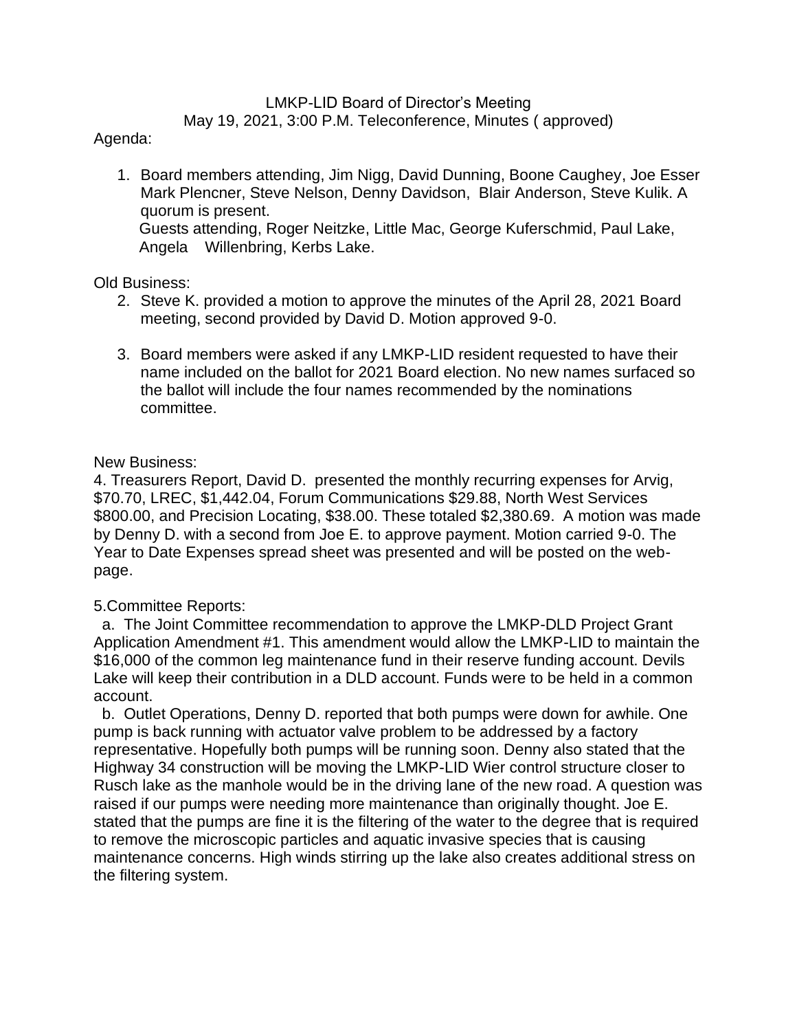LMKP-LID Board of Director's Meeting
May 19, 2021, 3:00 P.M. Teleconference, Minutes ( approved)

Agenda:

1. Board members attending, Jim Nigg, David Dunning, Boone Caughey, Joe Esser Mark Plencner, Steve Nelson, Denny Davidson, Blair Anderson, Steve Kulik. A quorum is present.
   Guests attending, Roger Neitzke, Little Mac, George Kuferschmid, Paul Lake, Angela Willenbring, Kerbs Lake.

Old Business:

2. Steve K. provided a motion to approve the minutes of the April 28, 2021 Board meeting, second provided by David D. Motion approved 9-0.

3. Board members were asked if any LMKP-LID resident requested to have their name included on the ballot for 2021 Board election. No new names surfaced so the ballot will include the four names recommended by the nominations committee.

New Business:

4. Treasurers Report, David D. presented the monthly recurring expenses for Arvig, $70.70, LREC, $1,442.04, Forum Communications $29.88, North West Services $800.00, and Precision Locating, $38.00. These totaled $2,380.69. A motion was made by Denny D. with a second from Joe E. to approve payment. Motion carried 9-0. The Year to Date Expenses spread sheet was presented and will be posted on the web-page.

5. Committee Reports:

a. The Joint Committee recommendation to approve the LMKP-DLD Project Grant Application Amendment #1. This amendment would allow the LMKP-LID to maintain the $16,000 of the common leg maintenance fund in their reserve funding account. Devils Lake will keep their contribution in a DLD account. Funds were to be held in a common account.

b. Outlet Operations, Denny D. reported that both pumps were down for awhile. One pump is back running with actuator valve problem to be addressed by a factory representative. Hopefully both pumps will be running soon. Denny also stated that the Highway 34 construction will be moving the LMKP-LID Wier control structure closer to Rusch lake as the manhole would be in the driving lane of the new road. A question was raised if our pumps were needing more maintenance than originally thought. Joe E. stated that the pumps are fine it is the filtering of the water to the degree that is required to remove the microscopic particles and aquatic invasive species that is causing maintenance concerns. High winds stirring up the lake also creates additional stress on the filtering system.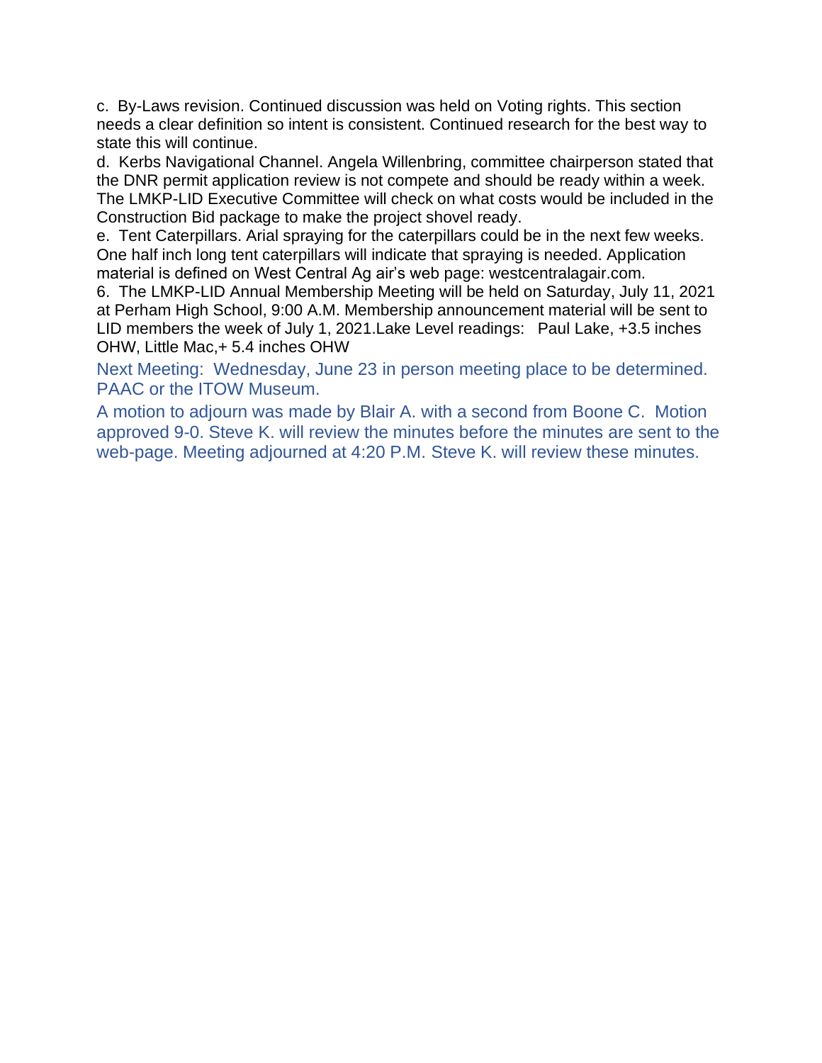c. By-Laws revision. Continued discussion was held on Voting rights. This section needs a clear definition so intent is consistent. Continued research for the best way to state this will continue.

d. Kerbs Navigational Channel. Angela Willenbring, committee chairperson stated that the DNR permit application review is not compete and should be ready within a week. The LMKP-LID Executive Committee will check on what costs would be included in the Construction Bid package to make the project shovel ready.

e. Tent Caterpillars. Arial spraying for the caterpillars could be in the next few weeks. One half inch long tent caterpillars will indicate that spraying is needed. Application material is defined on West Central Ag air's web page: westcentralagair.com.

6. The LMKP-LID Annual Membership Meeting will be held on Saturday, July 11, 2021 at Perham High School, 9:00 A.M. Membership announcement material will be sent to LID members the week of July 1, 2021.Lake Level readings: Paul Lake, +3.5 inches OHW, Little Mac,+ 5.4 inches OHW

Next Meeting: Wednesday, June 23 in person meeting place to be determined. PAAC or the ITOW Museum.

A motion to adjourn was made by Blair A. with a second from Boone C. Motion approved 9-0. Steve K. will review the minutes before the minutes are sent to the web-page. Meeting adjourned at 4:20 P.M. Steve K. will review these minutes.